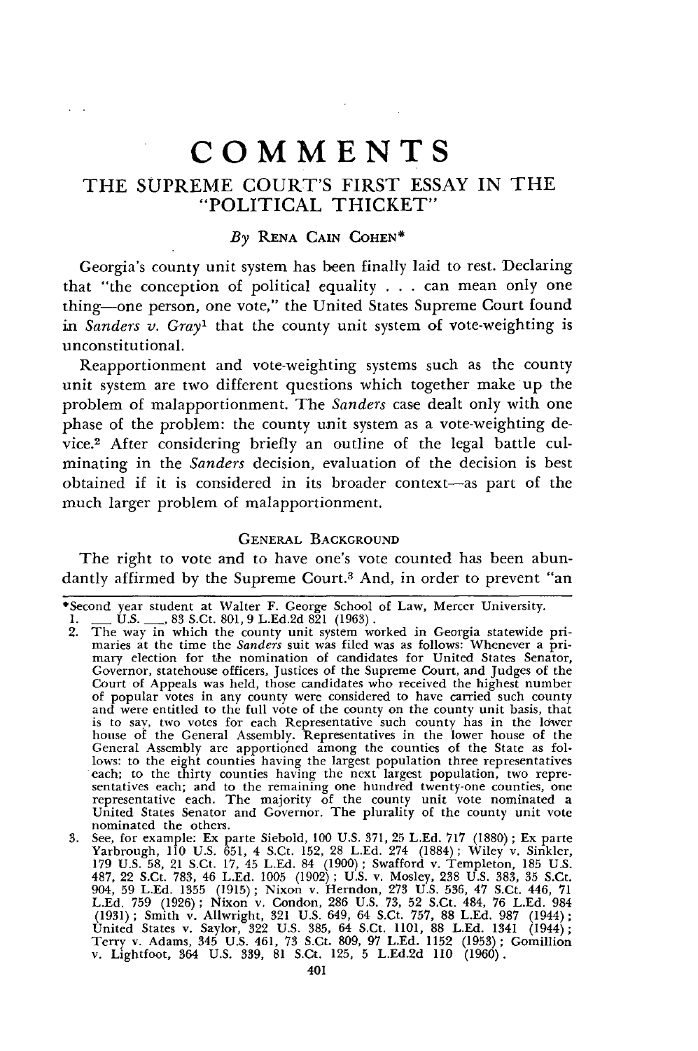# COMMENTS

## THE SUPREME COURT'S FIRST ESSAY IN THE "POLITICAL THICKET"

*By* RENA CAIN COHEN*

Georgia's county unit system has been finally laid to rest. Declaring that "the conception of political equality . . . can mean only one thing—one person, one vote," the United States Supreme Court found in *Sanders v. Gray*[1] that the county unit system of vote-weighting is unconstitutional.

Reapportionment and vote-weighting systems such as the county unit system are two different questions which together make up the problem of malapportionment. The *Sanders* case dealt only with one phase of the problem: the county unit system as a vote-weighting device.[2] After considering briefly an outline of the legal battle culminating in the *Sanders* decision, evaluation of the decision is best obtained if it is considered in its broader context—as part of the much larger problem of malapportionment.

### GENERAL BACKGROUND

The right to vote and to have one's vote counted has been abundantly affirmed by the Supreme Court.[3] And, in order to prevent "an

---

*Second year student at Walter F. George School of Law, Mercer University.

1. ___ U.S. ___, 83 S.Ct. 801, 9 L.Ed.2d 821 (1963).
2. The way in which the county unit system worked in Georgia statewide primaries at the time the *Sanders* suit was filed was as follows: Whenever a primary election for the nomination of candidates for United States Senator, Governor, statehouse officers, Justices of the Supreme Court, and Judges of the Court of Appeals was held, those candidates who received the highest number of popular votes in any county were considered to have carried such county and were entitled to the full vote of the county on the county unit basis, that is to say, two votes for each Representative such county has in the lower house of the General Assembly. Representatives in the lower house of the General Assembly are apportioned among the counties of the State as follows: to the eight counties having the largest population three representatives each; to the thirty counties having the next largest population, two representatives each; and to the remaining one hundred twenty-one counties, one representative each. The majority of the county unit vote nominated a United States Senator and Governor. The plurality of the county unit vote nominated the others.
3. See, for example: Ex parte Siebold, 100 U.S. 371, 25 L.Ed. 717 (1880); Ex parte Yarbrough, 110 U.S. 651, 4 S.Ct. 152, 28 L.Ed. 274 (1884); Wiley v. Sinkler, 179 U.S. 58, 21 S.Ct. 17, 45 L.Ed. 84 (1900); Swafford v. Templeton, 185 U.S. 487, 22 S.Ct. 783, 46 L.Ed. 1005 (1902); U.S. v. Mosley, 238 U.S. 383, 35 S.Ct. 904, 59 L.Ed. 1355 (1915); Nixon v. Herndon, 273 U.S. 536, 47 S.Ct. 446, 71 L.Ed. 759 (1926); Nixon v. Condon, 286 U.S. 73, 52 S.Ct. 484, 76 L.Ed. 984 (1931); Smith v. Allwright, 321 U.S. 649, 64 S.Ct. 757, 88 L.Ed. 987 (1944); United States v. Saylor, 322 U.S. 385, 64 S.Ct. 1101, 88 L.Ed. 1341 (1944); Terry v. Adams, 345 U.S. 461, 73 S.Ct. 809, 97 L.Ed. 1152 (1953); Gomillion v. Lightfoot, 364 U.S. 339, 81 S.Ct. 125, 5 L.Ed.2d 110 (1960).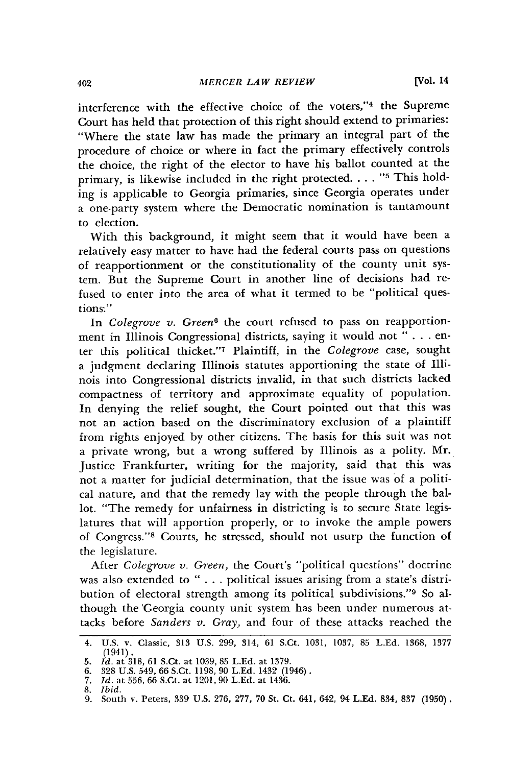interference with the effective choice of the voters,"[4] the Supreme Court has held that protection of this right should extend to primaries: "Where the state law has made the primary an integral part of the procedure of choice or where in fact the primary effectively controls the choice, the right of the elector to have his ballot counted at the primary, is likewise included in the right protected. . . . "[5] This holding is applicable to Georgia primaries, since Georgia operates under a one-party system where the Democratic nomination is tantamount to election.

With this background, it might seem that it would have been a relatively easy matter to have had the federal courts pass on questions of reapportionment or the constitutionality of the county unit system. But the Supreme Court in another line of decisions had refused to enter into the area of what it termed to be "political questions:"

In *Colegrove v. Green*[6] the court refused to pass on reapportionment in Illinois Congressional districts, saying it would not " . . . enter this political thicket."[7] Plaintiff, in the *Colegrove* case, sought a judgment declaring Illinois statutes apportioning the state of Illinois into Congressional districts invalid, in that such districts lacked compactness of territory and approximate equality of population. In denying the relief sought, the Court pointed out that this was not an action based on the discriminatory exclusion of a plaintiff from rights enjoyed by other citizens. The basis for this suit was not a private wrong, but a wrong suffered by Illinois as a polity. Mr. Justice Frankfurter, writing for the majority, said that this was not a matter for judicial determination, that the issue was of a political nature, and that the remedy lay with the people through the ballot. "The remedy for unfairness in districting is to secure State legislatures that will apportion properly, or to invoke the ample powers of Congress."[8] Courts, he stressed, should not usurp the function of the legislature.

After *Colegrove v. Green*, the Court's "political questions" doctrine was also extended to " . . . political issues arising from a state's distribution of electoral strength among its political subdivisions."[9] So although the Georgia county unit system has been under numerous attacks before *Sanders v. Gray*, and four of these attacks reached the

---

4. U.S. v. Classic, 313 U.S. 299, 314, 61 S.Ct. 1031, 1037, 85 L.Ed. 1368, 1377 (1941).
5. *Id.* at 318, 61 S.Ct. at 1039, 85 L.Ed. at 1379.
6. 328 U.S. 549, 66 S.Ct. 1198, 90 L.Ed. 1432 (1946).
7. *Id.* at 556, 66 S.Ct. at 1201, 90 L.Ed. at 1436.
8. *Ibid.*
9. South v. Peters, 339 U.S. 276, 277, 70 St. Ct. 641, 642, 94 L.Ed. 834, 837 (1950).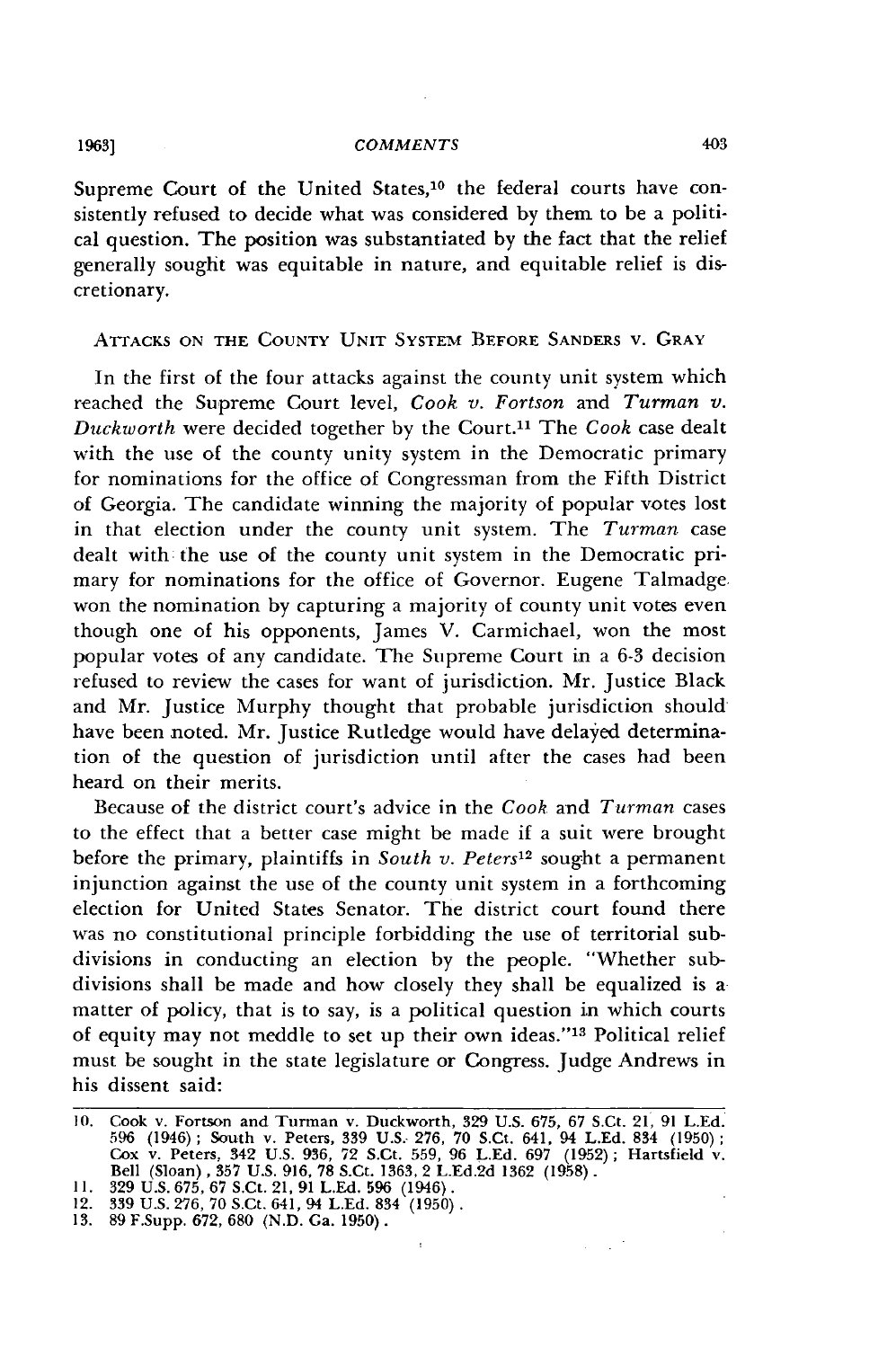Supreme Court of the United States,[10] the federal courts have consistently refused to decide what was considered by them to be a political question. The position was substantiated by the fact that the relief generally sought was equitable in nature, and equitable relief is discretionary.

## ATTACKS ON THE COUNTY UNIT SYSTEM BEFORE SANDERS v. GRAY

In the first of the four attacks against the county unit system which reached the Supreme Court level, *Cook v. Fortson* and *Turman v. Duckworth* were decided together by the Court.[11] The *Cook* case dealt with the use of the county unity system in the Democratic primary for nominations for the office of Congressman from the Fifth District of Georgia. The candidate winning the majority of popular votes lost in that election under the county unit system. The *Turman* case dealt with the use of the county unit system in the Democratic primary for nominations for the office of Governor. Eugene Talmadge won the nomination by capturing a majority of county unit votes even though one of his opponents, James V. Carmichael, won the most popular votes of any candidate. The Supreme Court in a 6-3 decision refused to review the cases for want of jurisdiction. Mr. Justice Black and Mr. Justice Murphy thought that probable jurisdiction should have been noted. Mr. Justice Rutledge would have delayed determination of the question of jurisdiction until after the cases had been heard on their merits.

Because of the district court's advice in the *Cook* and *Turman* cases to the effect that a better case might be made if a suit were brought before the primary, plaintiffs in *South v. Peters*[12] sought a permanent injunction against the use of the county unit system in a forthcoming election for United States Senator. The district court found there was no constitutional principle forbidding the use of territorial subdivisions in conducting an election by the people. "Whether subdivisions shall be made and how closely they shall be equalized is a matter of policy, that is to say, is a political question in which courts of equity may not meddle to set up their own ideas."[13] Political relief must be sought in the state legislature or Congress. Judge Andrews in his dissent said:

---

10. Cook v. Fortson and Turman v. Duckworth, 329 U.S. 675, 67 S.Ct. 21, 91 L.Ed. 596 (1946); South v. Peters, 339 U.S. 276, 70 S.Ct. 641, 94 L.Ed. 834 (1950); Cox v. Peters, 342 U.S. 936, 72 S.Ct. 559, 96 L.Ed. 697 (1952); Hartsfield v. Bell (Sloan), 357 U.S. 916, 78 S.Ct. 1363, 2 L.Ed.2d 1362 (1958).
11. 329 U.S. 675, 67 S.Ct. 21, 91 L.Ed. 596 (1946).
12. 339 U.S. 276, 70 S.Ct. 641, 94 L.Ed. 834 (1950).
13. 89 F.Supp. 672, 680 (N.D. Ga. 1950).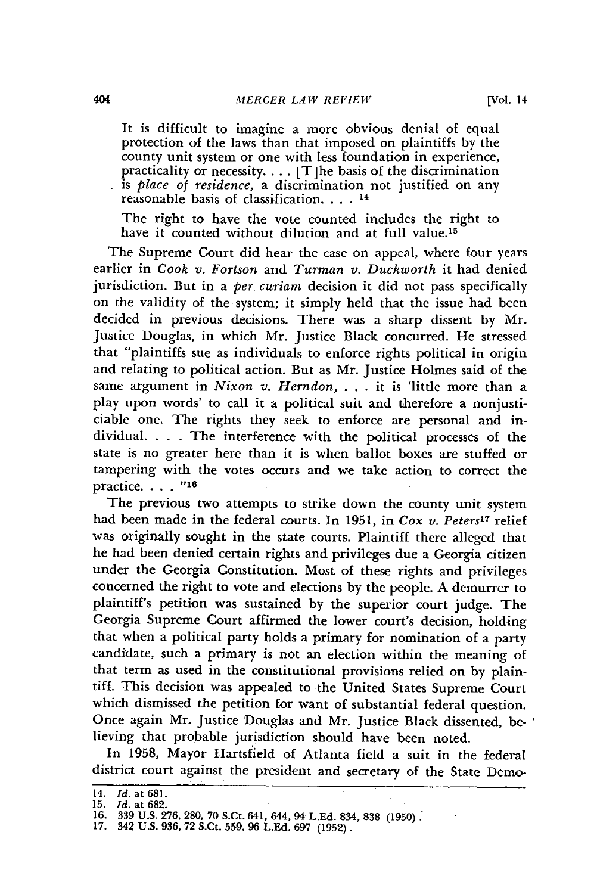> It is difficult to imagine a more obvious denial of equal protection of the laws than that imposed on plaintiffs by the county unit system or one with less foundation in experience, practicality or necessity. . . . [T]he basis of the discrimination is *place of residence,* a discrimination not justified on any reasonable basis of classification. . . . [14]
>
> The right to have the vote counted includes the right to have it counted without dilution and at full value.[15]

The Supreme Court did hear the case on appeal, where four years earlier in *Cook v. Fortson* and *Turman v. Duckworth* it had denied jurisdiction. But in a *per curiam* decision it did not pass specifically on the validity of the system; it simply held that the issue had been decided in previous decisions. There was a sharp dissent by Mr. Justice Douglas, in which Mr. Justice Black concurred. He stressed that "plaintiffs sue as individuals to enforce rights political in origin and relating to political action. But as Mr. Justice Holmes said of the same argument in *Nixon v. Herndon,* . . . it is 'little more than a play upon words' to call it a political suit and therefore a nonjusticiable one. The rights they seek to enforce are personal and individual. . . . The interference with the political processes of the state is no greater here than it is when ballot boxes are stuffed or tampering with the votes occurs and we take action to correct the practice. . . . "[16]

The previous two attempts to strike down the county unit system had been made in the federal courts. In 1951, in *Cox v. Peters*[17] relief was originally sought in the state courts. Plaintiff there alleged that he had been denied certain rights and privileges due a Georgia citizen under the Georgia Constitution. Most of these rights and privileges concerned the right to vote and elections by the people. A demurrer to plaintiff's petition was sustained by the superior court judge. The Georgia Supreme Court affirmed the lower court's decision, holding that when a political party holds a primary for nomination of a party candidate, such a primary is not an election within the meaning of that term as used in the constitutional provisions relied on by plaintiff. This decision was appealed to the United States Supreme Court which dismissed the petition for want of substantial federal question. Once again Mr. Justice Douglas and Mr. Justice Black dissented, believing that probable jurisdiction should have been noted.

In 1958, Mayor Hartsfield of Atlanta field a suit in the federal district court against the president and secretary of the State Demo-

---

14. *Id.* at 681.
15. *Id.* at 682.
16. 339 U.S. 276, 280, 70 S.Ct. 641, 644, 94 L.Ed. 834, 838 (1950).
17. 342 U.S. 936, 72 S.Ct. 559, 96 L.Ed. 697 (1952).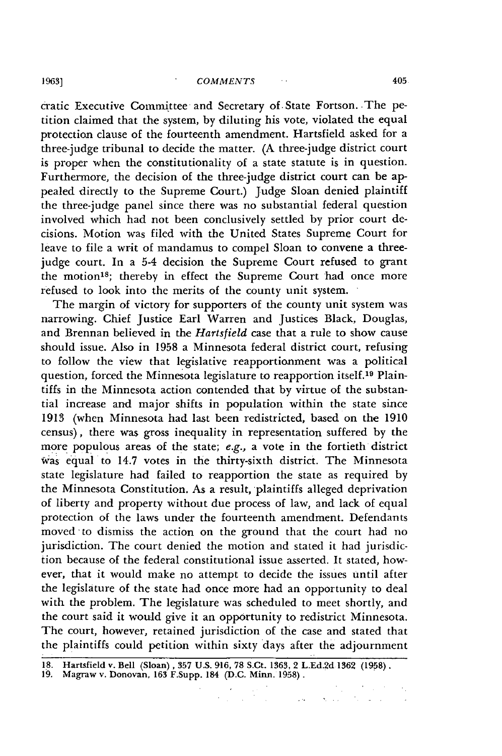cratic Executive Committee and Secretary of State Fortson. The petition claimed that the system, by diluting his vote, violated the equal protection clause of the fourteenth amendment. Hartsfield asked for a three-judge tribunal to decide the matter. (A three-judge district court is proper when the constitutionality of a state statute is in question. Furthermore, the decision of the three-judge district court can be appealed directly to the Supreme Court.) Judge Sloan denied plaintiff the three-judge panel since there was no substantial federal question involved which had not been conclusively settled by prior court decisions. Motion was filed with the United States Supreme Court for leave to file a writ of mandamus to compel Sloan to convene a three-judge court. In a 5-4 decision the Supreme Court refused to grant the motion[18]; thereby in effect the Supreme Court had once more refused to look into the merits of the county unit system.

The margin of victory for supporters of the county unit system was narrowing. Chief Justice Earl Warren and Justices Black, Douglas, and Brennan believed in the *Hartsfield* case that a rule to show cause should issue. Also in 1958 a Minnesota federal district court, refusing to follow the view that legislative reapportionment was a political question, forced the Minnesota legislature to reapportion itself.[19] Plaintiffs in the Minnesota action contended that by virtue of the substantial increase and major shifts in population within the state since 1913 (when Minnesota had last been redistricted, based on the 1910 census), there was gross inequality in representation suffered by the more populous areas of the state; *e.g.*, a vote in the fortieth district was equal to 14.7 votes in the thirty-sixth district. The Minnesota state legislature had failed to reapportion the state as required by the Minnesota Constitution. As a result, plaintiffs alleged deprivation of liberty and property without due process of law, and lack of equal protection of the laws under the fourteenth amendment. Defendants moved to dismiss the action on the ground that the court had no jurisdiction. The court denied the motion and stated it had jurisdiction because of the federal constitutional issue asserted. It stated, however, that it would make no attempt to decide the issues until after the legislature of the state had once more had an opportunity to deal with the problem. The legislature was scheduled to meet shortly, and the court said it would give it an opportunity to redistrict Minnesota. The court, however, retained jurisdiction of the case and stated that the plaintiffs could petition within sixty days after the adjournment

---

18. Hartsfield v. Bell (Sloan), 357 U.S. 916, 78 S.Ct. 1363, 2 L.Ed.2d 1362 (1958).
19. Magraw v. Donovan, 163 F.Supp. 184 (D.C. Minn. 1958).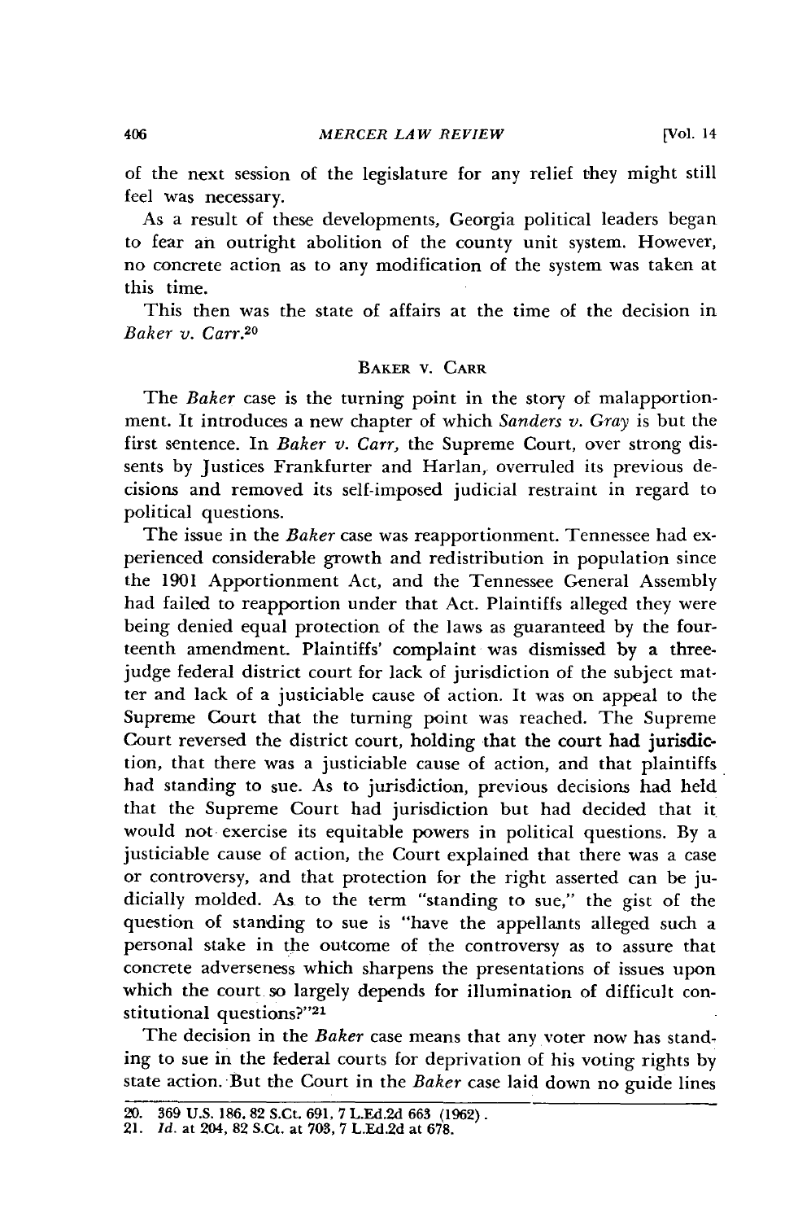of the next session of the legislature for any relief they might still feel was necessary.

As a result of these developments, Georgia political leaders began to fear an outright abolition of the county unit system. However, no concrete action as to any modification of the system was taken at this time.

This then was the state of affairs at the time of the decision in *Baker v. Carr*.[20]

## BAKER V. CARR

The *Baker* case is the turning point in the story of malapportionment. It introduces a new chapter of which *Sanders v. Gray* is but the first sentence. In *Baker v. Carr,* the Supreme Court, over strong dissents by Justices Frankfurter and Harlan, overruled its previous decisions and removed its self-imposed judicial restraint in regard to political questions.

The issue in the *Baker* case was reapportionment. Tennessee had experienced considerable growth and redistribution in population since the 1901 Apportionment Act, and the Tennessee General Assembly had failed to reapportion under that Act. Plaintiffs alleged they were being denied equal protection of the laws as guaranteed by the fourteenth amendment. Plaintiffs' complaint was dismissed by a three-judge federal district court for lack of jurisdiction of the subject matter and lack of a justiciable cause of action. It was on appeal to the Supreme Court that the turning point was reached. The Supreme Court reversed the district court, holding that the court had jurisdiction, that there was a justiciable cause of action, and that plaintiffs had standing to sue. As to jurisdiction, previous decisions had held that the Supreme Court had jurisdiction but had decided that it would not exercise its equitable powers in political questions. By a justiciable cause of action, the Court explained that there was a case or controversy, and that protection for the right asserted can be judicially molded. As to the term "standing to sue," the gist of the question of standing to sue is "have the appellants alleged such a personal stake in the outcome of the controversy as to assure that concrete adverseness which sharpens the presentations of issues upon which the court so largely depends for illumination of difficult constitutional questions?"[21]

The decision in the *Baker* case means that any voter now has standing to sue in the federal courts for deprivation of his voting rights by state action. But the Court in the *Baker* case laid down no guide lines

---

20. 369 U.S. 186, 82 S.Ct. 691, 7 L.Ed.2d 663 (1962).
21. *Id.* at 204, 82 S.Ct. at 703, 7 L.Ed.2d at 678.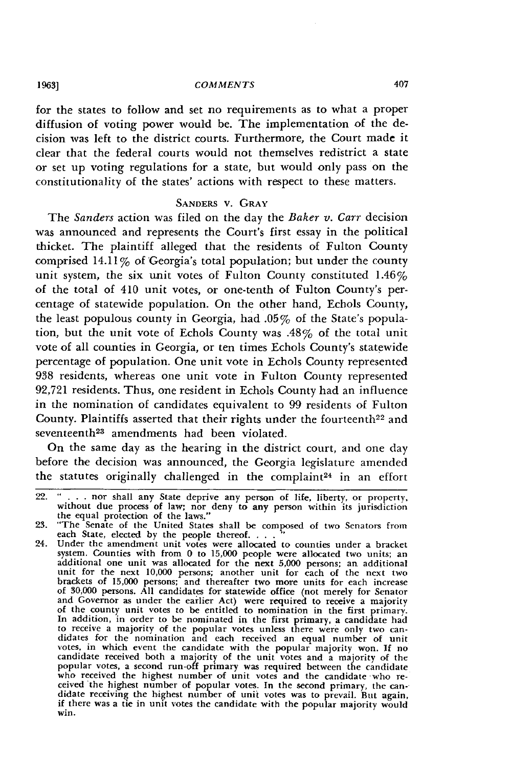for the states to follow and set no requirements as to what a proper diffusion of voting power would be. The implementation of the decision was left to the district courts. Furthermore, the Court made it clear that the federal courts would not themselves redistrict a state or set up voting regulations for a state, but would only pass on the constitutionality of the states' actions with respect to these matters.

### SANDERS V. GRAY

The *Sanders* action was filed on the day the *Baker v. Carr* decision was announced and represents the Court's first essay in the political thicket. The plaintiff alleged that the residents of Fulton County comprised 14.11% of Georgia's total population; but under the county unit system, the six unit votes of Fulton County constituted 1.46% of the total of 410 unit votes, or one-tenth of Fulton County's percentage of statewide population. On the other hand, Echols County, the least populous county in Georgia, had .05% of the State's population, but the unit vote of Echols County was .48% of the total unit vote of all counties in Georgia, or ten times Echols County's statewide percentage of population. One unit vote in Echols County represented 938 residents, whereas one unit vote in Fulton County represented 92,721 residents. Thus, one resident in Echols County had an influence in the nomination of candidates equivalent to 99 residents of Fulton County. Plaintiffs asserted that their rights under the fourteenth[22] and seventeenth[23] amendments had been violated.

On the same day as the hearing in the district court, and one day before the decision was announced, the Georgia legislature amended the statutes originally challenged in the complaint[24] in an effort

---

22. " . . . nor shall any State deprive any person of life, liberty, or property, without due process of law; nor deny to any person within its jurisdiction the equal protection of the laws."

23. "The Senate of the United States shall be composed of two Senators from each State, elected by the people thereof. . . . "

24. Under the amendment unit votes were allocated to counties under a bracket system. Counties with from 0 to 15,000 people were allocated two units; an additional one unit was allocated for the next 5,000 persons; an additional unit for the next 10,000 persons; another unit for each of the next two brackets of 15,000 persons; and thereafter two more units for each increase of 30,000 persons. All candidates for statewide office (not merely for Senator and Governor as under the earlier Act) were required to receive a majority of the county unit votes to be entitled to nomination in the first primary. In addition, in order to be nominated in the first primary, a candidate had to receive a majority of the popular votes unless there were only two candidates for the nomination and each received an equal number of unit votes, in which event the candidate with the popular majority won. If no candidate received both a majority of the unit votes and a majority of the popular votes, a second run-off primary was required between the candidate who received the highest number of unit votes and the candidate who received the highest number of popular votes. In the second primary, the candidate receiving the highest number of unit votes was to prevail. But again, if there was a tie in unit votes the candidate with the popular majority would win.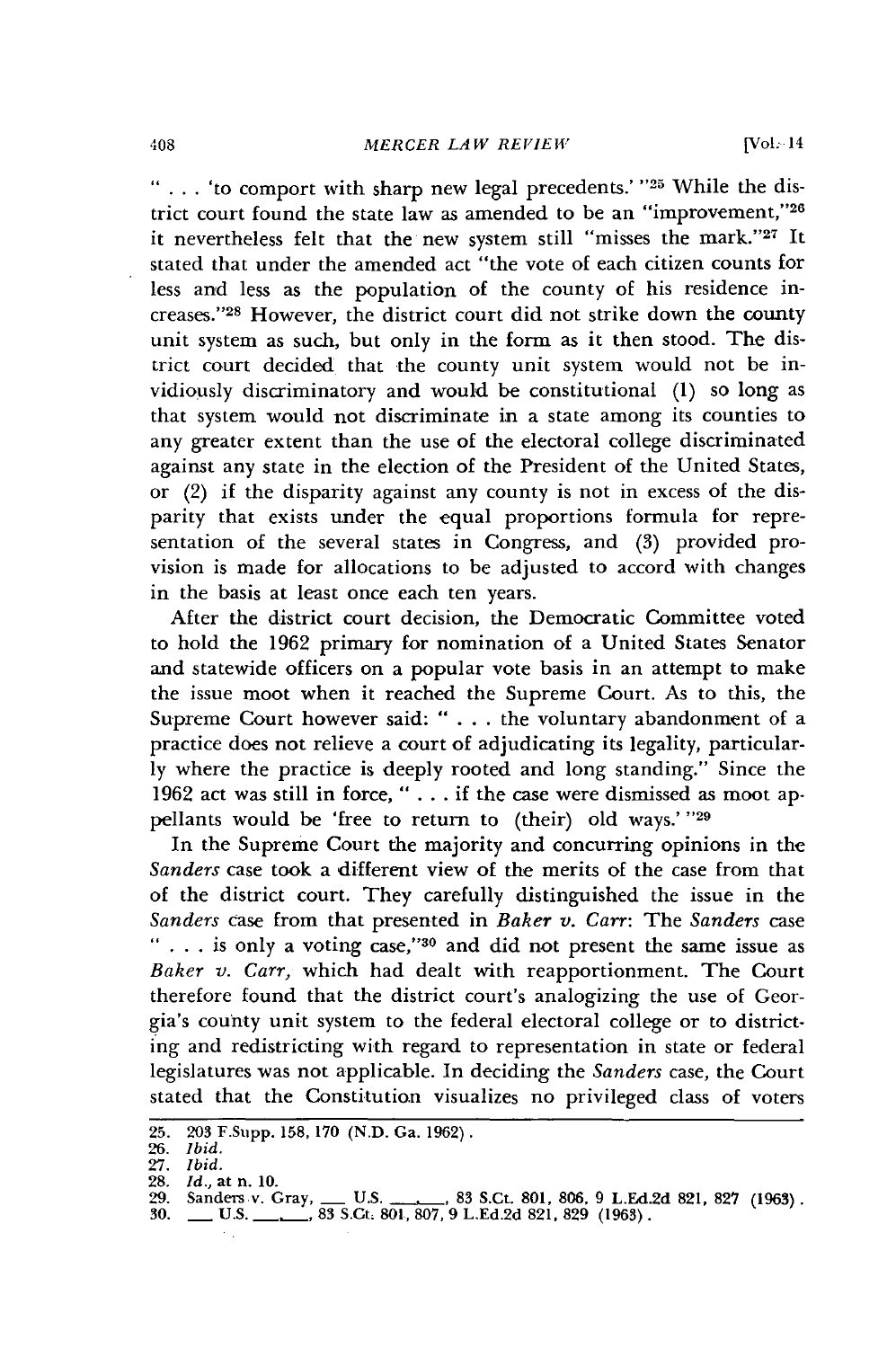" . . . 'to comport with sharp new legal precedents.' "[25] While the district court found the state law as amended to be an "improvement,"[26] it nevertheless felt that the new system still "misses the mark."[27] It stated that under the amended act "the vote of each citizen counts for less and less as the population of the county of his residence increases."[28] However, the district court did not strike down the county unit system as such, but only in the form as it then stood. The district court decided that the county unit system would not be invidiously discriminatory and would be constitutional (1) so long as that system would not discriminate in a state among its counties to any greater extent than the use of the electoral college discriminated against any state in the election of the President of the United States, or (2) if the disparity against any county is not in excess of the disparity that exists under the equal proportions formula for representation of the several states in Congress, and (3) provided provision is made for allocations to be adjusted to accord with changes in the basis at least once each ten years.

After the district court decision, the Democratic Committee voted to hold the 1962 primary for nomination of a United States Senator and statewide officers on a popular vote basis in an attempt to make the issue moot when it reached the Supreme Court. As to this, the Supreme Court however said: " . . . the voluntary abandonment of a practice does not relieve a court of adjudicating its legality, particularly where the practice is deeply rooted and long standing." Since the 1962 act was still in force, " . . . if the case were dismissed as moot appellants would be 'free to return to (their) old ways.' "[29]

In the Supreme Court the majority and concurring opinions in the *Sanders* case took a different view of the merits of the case from that of the district court. They carefully distinguished the issue in the *Sanders* case from that presented in *Baker v. Carr*: The *Sanders* case " . . . is only a voting case,"[30] and did not present the same issue as *Baker v. Carr*, which had dealt with reapportionment. The Court therefore found that the district court's analogizing the use of Georgia's county unit system to the federal electoral college or to districting and redistricting with regard to representation in state or federal legislatures was not applicable. In deciding the *Sanders* case, the Court stated that the Constitution visualizes no privileged class of voters

---

25. 203 F.Supp. 158, 170 (N.D. Ga. 1962).
26. *Ibid.*
27. *Ibid.*
28. *Id.*, at n. 10.
29. Sanders v. Gray, ___ U.S. ___, ___, 83 S.Ct. 801, 806, 9 L.Ed.2d 821, 827 (1963).
30. ___ U.S. ___, ___, 83 S.Ct. 801, 807, 9 L.Ed.2d 821, 829 (1963).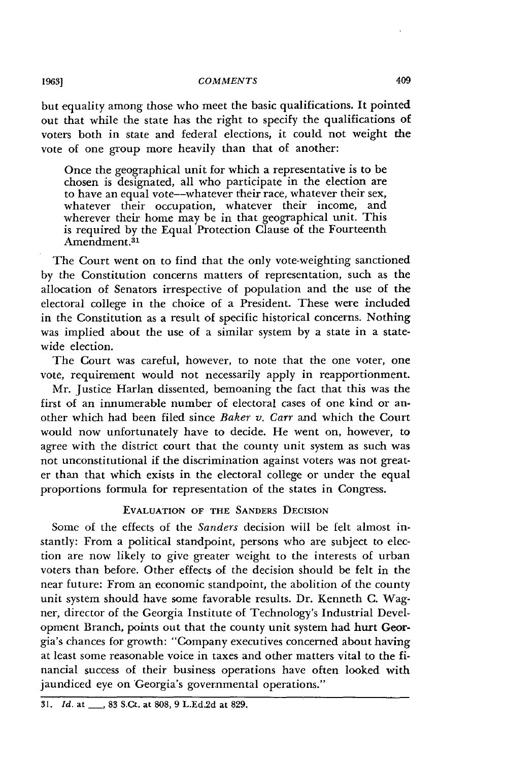but equality among those who meet the basic qualifications. It pointed out that while the state has the right to specify the qualifications of voters both in state and federal elections, it could not weight the vote of one group more heavily than that of another:

> Once the geographical unit for which a representative is to be chosen is designated, all who participate in the election are to have an equal vote—whatever their race, whatever their sex, whatever their occupation, whatever their income, and wherever their home may be in that geographical unit. This is required by the Equal Protection Clause of the Fourteenth Amendment.[31]

The Court went on to find that the only vote-weighting sanctioned by the Constitution concerns matters of representation, such as the allocation of Senators irrespective of population and the use of the electoral college in the choice of a President. These were included in the Constitution as a result of specific historical concerns. Nothing was implied about the use of a similar system by a state in a statewide election.

The Court was careful, however, to note that the one voter, one vote, requirement would not necessarily apply in reapportionment.

Mr. Justice Harlan dissented, bemoaning the fact that this was the first of an innumerable number of electoral cases of one kind or another which had been filed since *Baker v. Carr* and which the Court would now unfortunately have to decide. He went on, however, to agree with the district court that the county unit system as such was not unconstitutional if the discrimination against voters was not greater than that which exists in the electoral college or under the equal proportions formula for representation of the states in Congress.

## EVALUATION OF THE SANDERS DECISION

Some of the effects of the *Sanders* decision will be felt almost instantly: From a political standpoint, persons who are subject to election are now likely to give greater weight to the interests of urban voters than before. Other effects of the decision should be felt in the near future: From an economic standpoint, the abolition of the county unit system should have some favorable results. Dr. Kenneth C. Wagner, director of the Georgia Institute of Technology's Industrial Development Branch, points out that the county unit system had hurt Georgia's chances for growth: "Company executives concerned about having at least some reasonable voice in taxes and other matters vital to the financial success of their business operations have often looked with jaundiced eye on Georgia's governmental operations."

---

31. *Id.* at \_\_\_, 83 S.Ct. at 808, 9 L.Ed.2d at 829.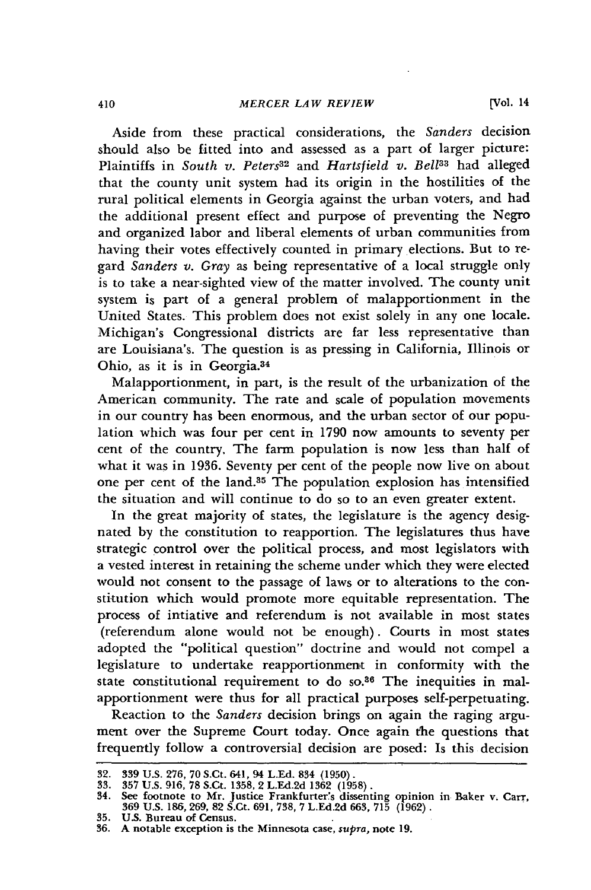Aside from these practical considerations, the *Sanders* decision should also be fitted into and assessed as a part of larger picture: Plaintiffs in *South v. Peters*[32] and *Hartsfield v. Bell*[33] had alleged that the county unit system had its origin in the hostilities of the rural political elements in Georgia against the urban voters, and had the additional present effect and purpose of preventing the Negro and organized labor and liberal elements of urban communities from having their votes effectively counted in primary elections. But to regard *Sanders v. Gray* as being representative of a local struggle only is to take a near-sighted view of the matter involved. The county unit system is part of a general problem of malapportionment in the United States. This problem does not exist solely in any one locale. Michigan's Congressional districts are far less representative than are Louisiana's. The question is as pressing in California, Illinois or Ohio, as it is in Georgia.[34]

Malapportionment, in part, is the result of the urbanization of the American community. The rate and scale of population movements in our country has been enormous, and the urban sector of our population which was four per cent in 1790 now amounts to seventy per cent of the country. The farm population is now less than half of what it was in 1936. Seventy per cent of the people now live on about one per cent of the land.[35] The population explosion has intensified the situation and will continue to do so to an even greater extent.

In the great majority of states, the legislature is the agency designated by the constitution to reapportion. The legislatures thus have strategic control over the political process, and most legislators with a vested interest in retaining the scheme under which they were elected would not consent to the passage of laws or to alterations to the constitution which would promote more equitable representation. The process of intiative and referendum is not available in most states (referendum alone would not be enough). Courts in most states adopted the "political question" doctrine and would not compel a legislature to undertake reapportionment in conformity with the state constitutional requirement to do so.[36] The inequities in malapportionment were thus for all practical purposes self-perpetuating.

Reaction to the *Sanders* decision brings on again the raging argument over the Supreme Court today. Once again the questions that frequently follow a controversial decision are posed: Is this decision

---

32. 339 U.S. 276, 70 S.Ct. 641, 94 L.Ed. 834 (1950).
33. 357 U.S. 916, 78 S.Ct. 1358, 2 L.Ed.2d 1362 (1958).
34. See footnote to Mr. Justice Frankfurter's dissenting opinion in Baker v. Carr, 369 U.S. 186, 269, 82 S.Ct. 691, 738, 7 L.Ed.2d 663, 715 (1962).
35. U.S. Bureau of Census.
36. A notable exception is the Minnesota case, *supra*, note 19.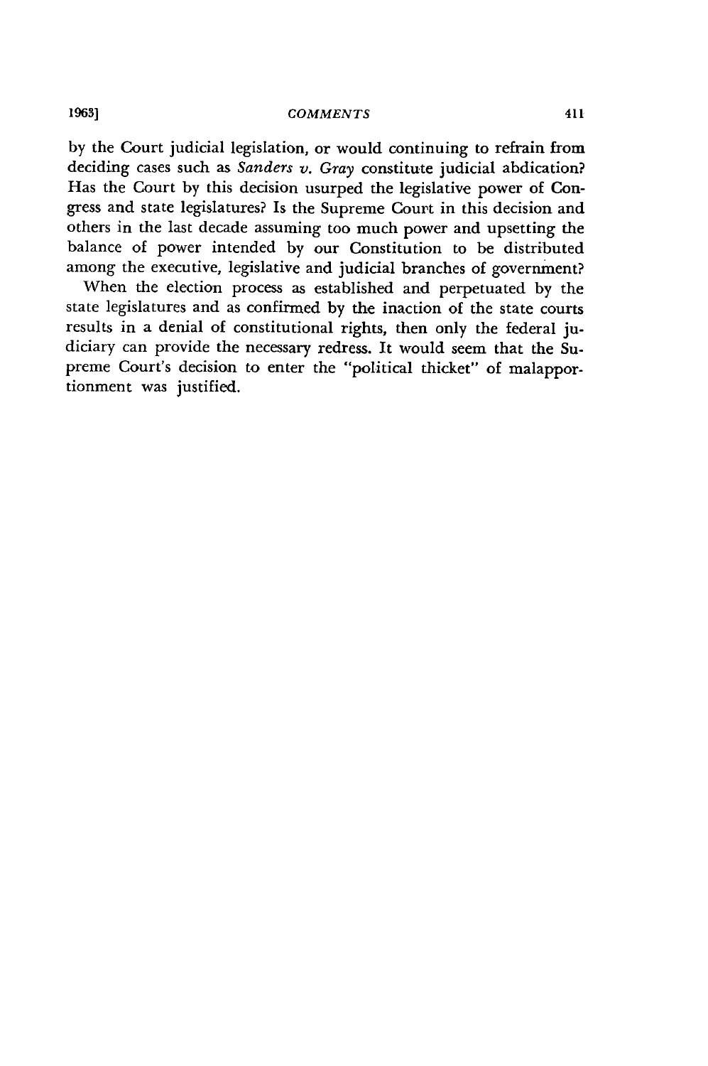by the Court judicial legislation, or would continuing to refrain from deciding cases such as *Sanders v. Gray* constitute judicial abdication? Has the Court by this decision usurped the legislative power of Congress and state legislatures? Is the Supreme Court in this decision and others in the last decade assuming too much power and upsetting the balance of power intended by our Constitution to be distributed among the executive, legislative and judicial branches of government?

When the election process as established and perpetuated by the state legislatures and as confirmed by the inaction of the state courts results in a denial of constitutional rights, then only the federal judiciary can provide the necessary redress. It would seem that the Supreme Court's decision to enter the "political thicket" of malapportionment was justified.